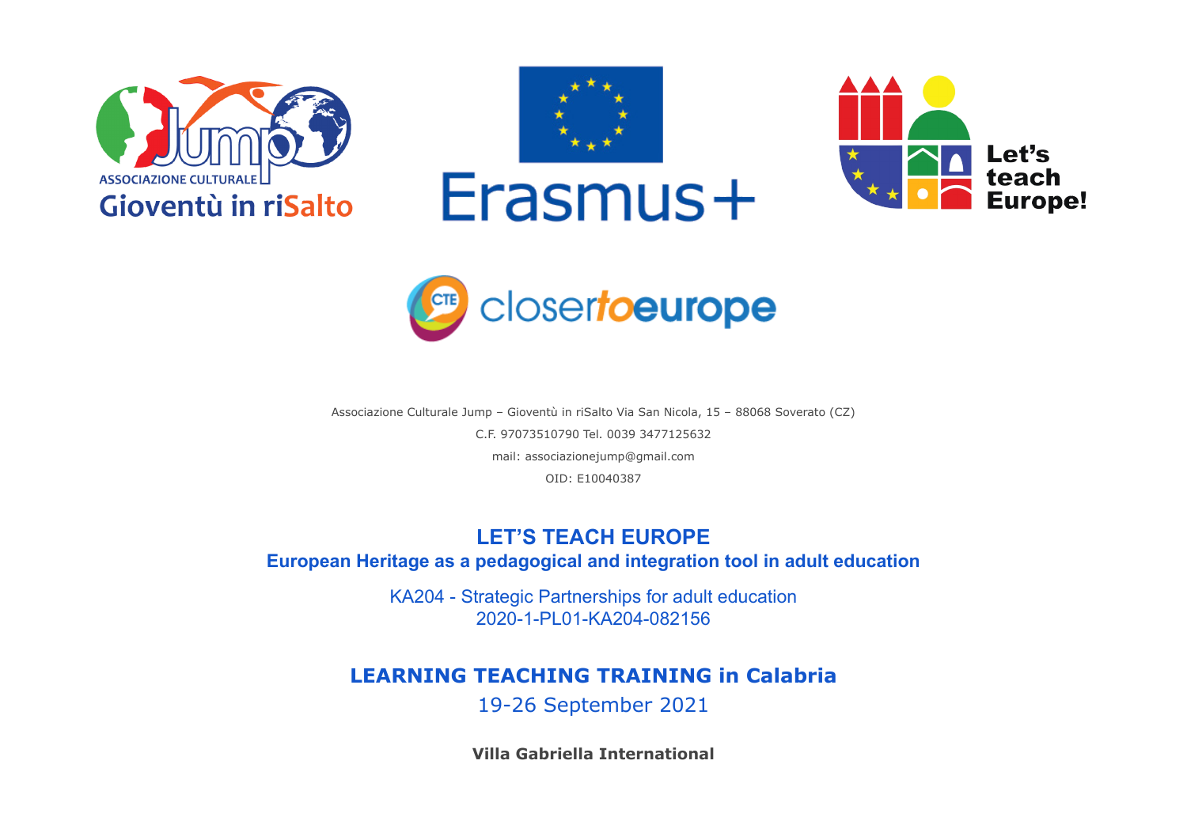Associazione Culturale Jump – Gioventù in riSalto Via San Nicola, 15 – 88068 Soverato (CZ)

C.F. 97073510790 Tel. 0039 3477125632

mail: associazionejump@gmail.com

OID: E10040387

# LET'S TEACH EUROPE

## European Heritage as a pedagogical and integration tool in adult education

KA204 - Strategic Partnerships for adult education
2020-1-PL01-KA204-082156

## LEARNING TEACHING TRAINING in Calabria

19-26 September 2021

**Villa Gabriella International**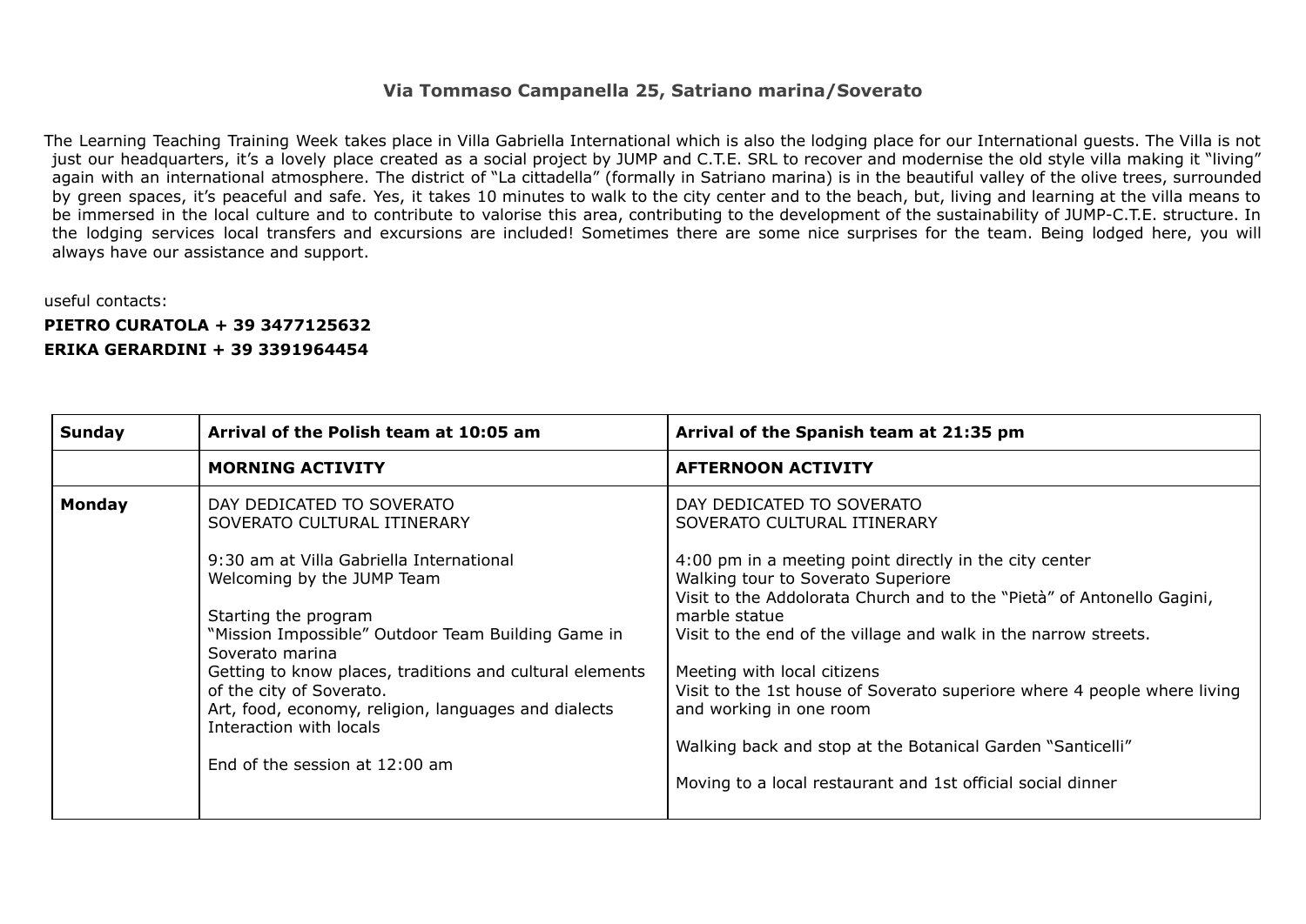**Via Tommaso Campanella 25, Satriano marina/Soverato**

The Learning Teaching Training Week takes place in Villa Gabriella International which is also the lodging place for our International guests. The Villa is not just our headquarters, it's a lovely place created as a social project by JUMP and C.T.E. SRL to recover and modernise the old style villa making it "living" again with an international atmosphere. The district of "La cittadella" (formally in Satriano marina) is in the beautiful valley of the olive trees, surrounded by green spaces, it's peaceful and safe. Yes, it takes 10 minutes to walk to the city center and to the beach, but, living and learning at the villa means to be immersed in the local culture and to contribute to valorise this area, contributing to the development of the sustainability of JUMP-C.T.E. structure. In the lodging services local transfers and excursions are included! Sometimes there are some nice surprises for the team. Being lodged here, you will always have our assistance and support.

useful contacts:

**PIETRO CURATOLA + 39 3477125632**

**ERIKA GERARDINI + 39 3391964454**

| **Sunday** | **Arrival of the Polish team at 10:05 am** | **Arrival of the Spanish team at 21:35 pm** |
|---|---|---|
| | **MORNING ACTIVITY** | **AFTERNOON ACTIVITY** |
| **Monday** | DAY DEDICATED TO SOVERATO<br>SOVERATO CULTURAL ITINERARY<br><br>9:30 am at Villa Gabriella International<br>Welcoming by the JUMP Team<br><br>Starting the program<br>"Mission Impossible" Outdoor Team Building Game in Soverato marina<br>Getting to know places, traditions and cultural elements of the city of Soverato.<br>Art, food, economy, religion, languages and dialects<br>Interaction with locals<br><br>End of the session at 12:00 am | DAY DEDICATED TO SOVERATO<br>SOVERATO CULTURAL ITINERARY<br><br>4:00 pm in a meeting point directly in the city center<br>Walking tour to Soverato Superiore<br>Visit to the Addolorata Church and to the "Pietà" of Antonello Gagini, marble statue<br>Visit to the end of the village and walk in the narrow streets.<br><br>Meeting with local citizens<br>Visit to the 1st house of Soverato superiore where 4 people where living and working in one room<br><br>Walking back and stop at the Botanical Garden "Santicelli"<br><br>Moving to a local restaurant and 1st official social dinner |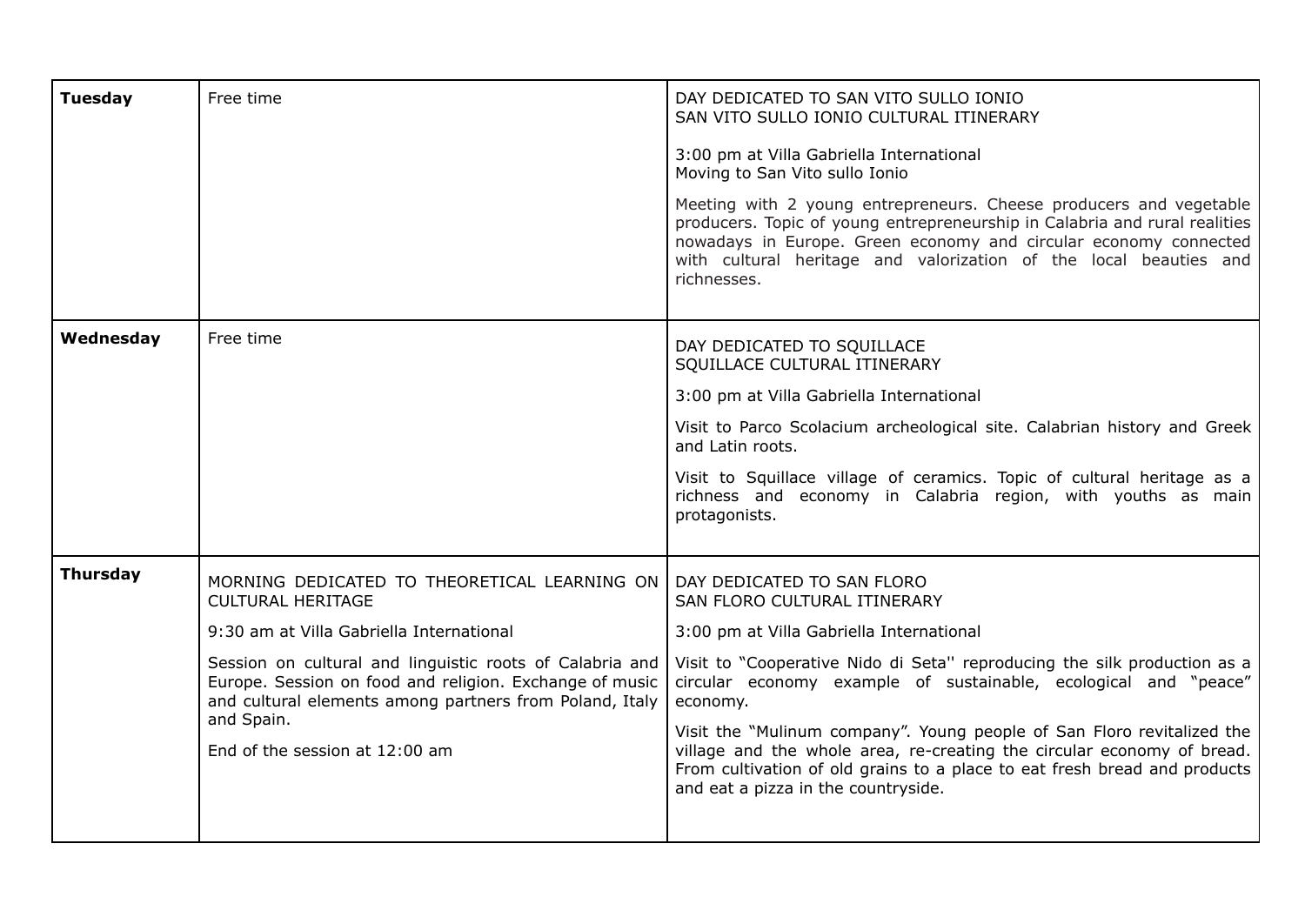| | | |
|---|---|---|
| **Tuesday** | Free time | DAY DEDICATED TO SAN VITO SULLO IONIO<br>SAN VITO SULLO IONIO CULTURAL ITINERARY<br><br>3:00 pm at Villa Gabriella International<br>Moving to San Vito sullo Ionio<br><br>Meeting with 2 young entrepreneurs. Cheese producers and vegetable producers. Topic of young entrepreneurship in Calabria and rural realities nowadays in Europe. Green economy and circular economy connected with cultural heritage and valorization of the local beauties and richnesses. |
| **Wednesday** | Free time | DAY DEDICATED TO SQUILLACE<br>SQUILLACE CULTURAL ITINERARY<br><br>3:00 pm at Villa Gabriella International<br><br>Visit to Parco Scolacium archeological site. Calabrian history and Greek and Latin roots.<br><br>Visit to Squillace village of ceramics. Topic of cultural heritage as a richness and economy in Calabria region, with youths as main protagonists. |
| **Thursday** | MORNING DEDICATED TO THEORETICAL LEARNING ON CULTURAL HERITAGE<br><br>9:30 am at Villa Gabriella International<br><br>Session on cultural and linguistic roots of Calabria and Europe. Session on food and religion. Exchange of music and cultural elements among partners from Poland, Italy and Spain.<br><br>End of the session at 12:00 am | DAY DEDICATED TO SAN FLORO<br>SAN FLORO CULTURAL ITINERARY<br><br>3:00 pm at Villa Gabriella International<br><br>Visit to "Cooperative Nido di Seta'' reproducing the silk production as a circular economy example of sustainable, ecological and "peace" economy.<br><br>Visit the "Mulinum company". Young people of San Floro revitalized the village and the whole area, re-creating the circular economy of bread. From cultivation of old grains to a place to eat fresh bread and products and eat a pizza in the countryside. |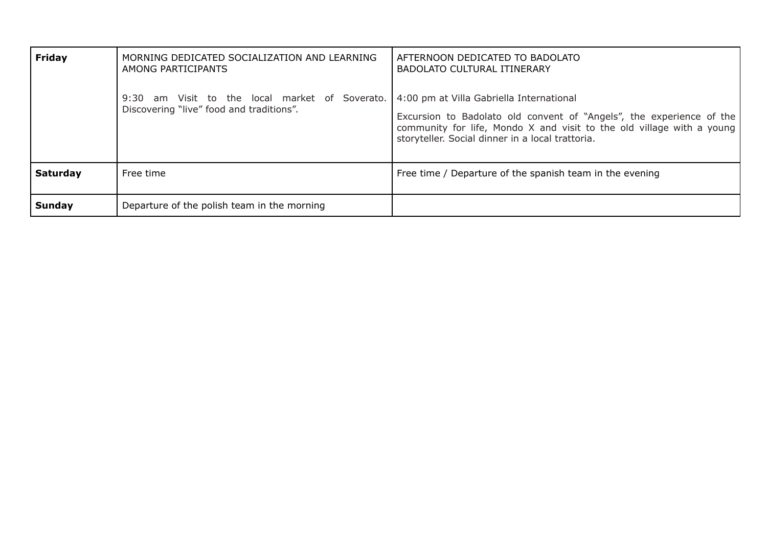| | | |
|---|---|---|
| **Friday** | MORNING DEDICATED SOCIALIZATION AND LEARNING AMONG PARTICIPANTS<br><br>9:30 am Visit to the local market of Soverato. Discovering "live" food and traditions". | AFTERNOON DEDICATED TO BADOLATO<br>BADOLATO CULTURAL ITINERARY<br><br>4:00 pm at Villa Gabriella International<br><br>Excursion to Badolato old convent of "Angels", the experience of the community for life, Mondo X and visit to the old village with a young storyteller. Social dinner in a local trattoria. |
| **Saturday** | Free time | Free time / Departure of the spanish team in the evening |
| **Sunday** | Departure of the polish team in the morning | |